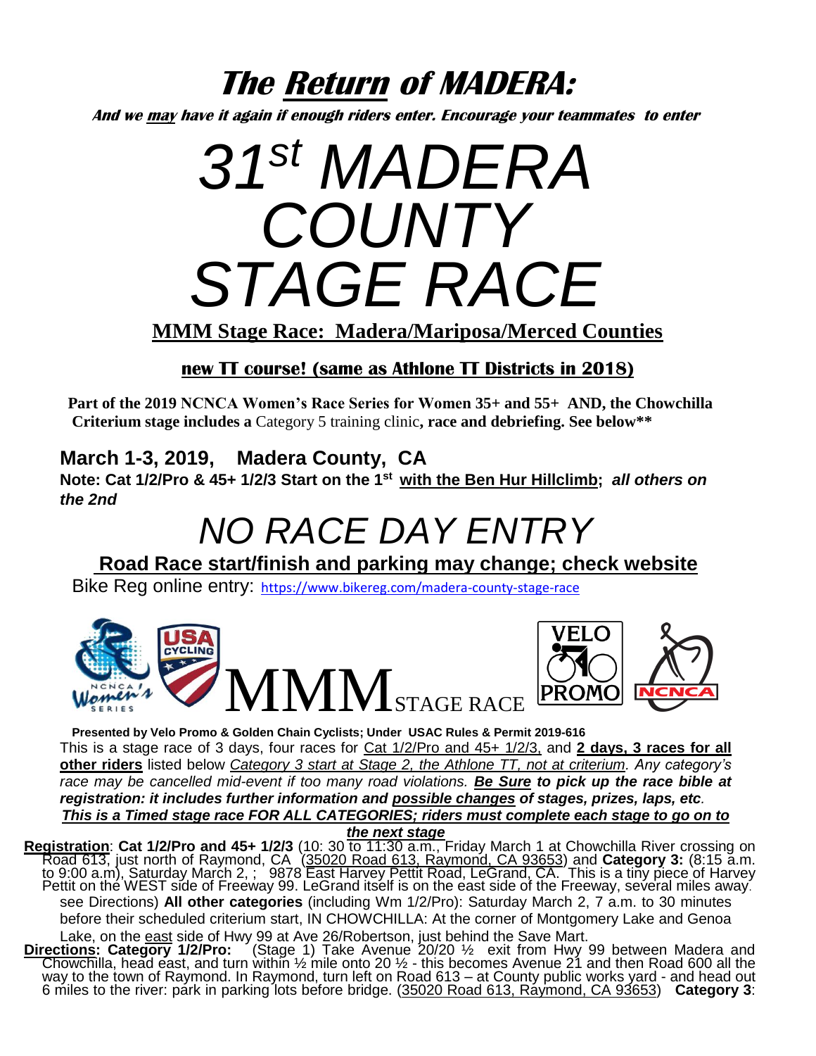# The **Return** of MADERA:

***And we may have it again if enough riders enter. Encourage your teammates to enter***

# 31st MADERA COUNTY STAGE RACE

## MMM Stage Race: Madera/Mariposa/Merced Counties

**new TT course! (same as Athlone TT Districts in 2018)**

**Part of the 2019 NCNCA Women's Race Series for Women 35+ and 55+ AND, the Chowchilla Criterium stage includes a** Category 5 training clinic**, race and debriefing. See below\*\***

## March 1-3, 2019, Madera County, CA

**Note: Cat 1/2/Pro & 45+ 1/2/3 Start on the 1st with the Ben Hur Hillclimb;** ***all others on the 2nd***

# *NO RACE DAY ENTRY*

**Road Race start/finish and parking may change; check website**

Bike Reg online entry: https://www.bikereg.com/madera-county-stage-race

MMM STAGE RACE

**Presented by Velo Promo & Golden Chain Cyclists; Under USAC Rules & Permit 2019-616**

This is a stage race of 3 days, four races for Cat 1/2/Pro and 45+ 1/2/3, and **2 days, 3 races for all other riders** listed below *Category 3 start at Stage 2, the Athlone TT, not at criterium. Any category's race may be cancelled mid-event if too many road violations.* ***Be Sure to pick up the race bible at registration: it includes further information and possible changes of stages, prizes, laps, etc.***

***This is a Timed stage race FOR ALL CATEGORIES; riders must complete each stage to go on to the next stage***

**Registration**: **Cat 1/2/Pro and 45+ 1/2/3** (10: 30 to 11:30 a.m., Friday March 1 at Chowchilla River crossing on Road 613, just north of Raymond, CA (35020 Road 613, Raymond, CA 93653) and **Category 3:** (8:15 a.m. to 9:00 a.m), Saturday March 2, ; 9878 East Harvey Pettit Road, LeGrand, CA. This is a tiny piece of Harvey Pettit on the WEST side of Freeway 99. LeGrand itself is on the east side of the Freeway, several miles away. see Directions) **All other categories** (including Wm 1/2/Pro): Saturday March 2, 7 a.m. to 30 minutes before their scheduled criterium start, IN CHOWCHILLA: At the corner of Montgomery Lake and Genoa Lake, on the east side of Hwy 99 at Ave 26/Robertson, just behind the Save Mart.

**Directions: Category 1/2/Pro:** (Stage 1) Take Avenue 20/20 ½ exit from Hwy 99 between Madera and Chowchilla, head east, and turn within ½ mile onto 20 ½ - this becomes Avenue 21 and then Road 600 all the way to the town of Raymond. In Raymond, turn left on Road 613 – at County public works yard - and head out 6 miles to the river: park in parking lots before bridge. (35020 Road 613, Raymond, CA 93653) **Category 3**: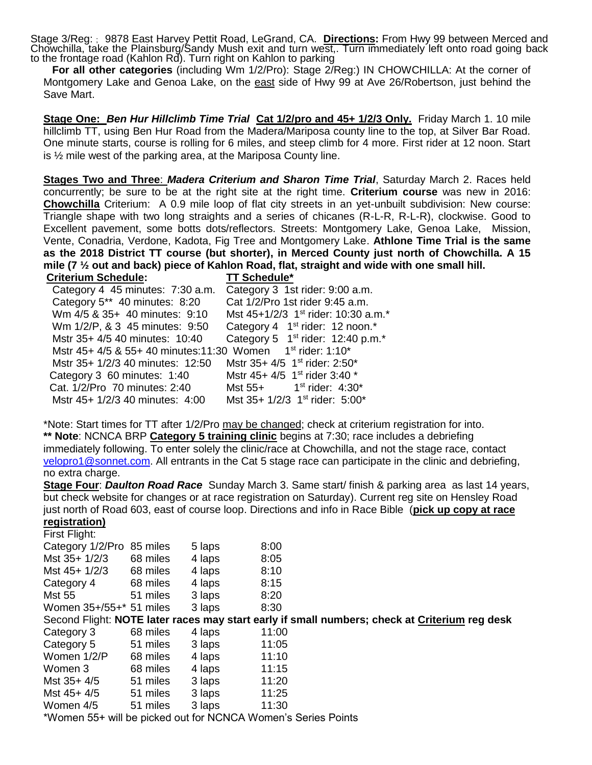Stage 3/Reg: ; 9878 East Harvey Pettit Road, LeGrand, CA. **Directions:** From Hwy 99 between Merced and Chowchilla, take the Plainsburg/Sandy Mush exit and turn west,. Turn immediately left onto road going back to the frontage road (Kahlon Rd). Turn right on Kahlon to parking

**For all other categories** (including Wm 1/2/Pro): Stage 2/Reg:) IN CHOWCHILLA: At the corner of Montgomery Lake and Genoa Lake, on the east side of Hwy 99 at Ave 26/Robertson, just behind the Save Mart.

**Stage One:** ***Ben Hur Hillclimb Time Trial*** **Cat 1/2/pro and 45+ 1/2/3 Only.** Friday March 1. 10 mile hillclimb TT, using Ben Hur Road from the Madera/Mariposa county line to the top, at Silver Bar Road. One minute starts, course is rolling for 6 miles, and steep climb for 4 more. First rider at 12 noon. Start is ½ mile west of the parking area, at the Mariposa County line.

**Stages Two and Three**: ***Madera Criterium and Sharon Time Trial***, Saturday March 2. Races held concurrently; be sure to be at the right site at the right time. **Criterium course** was new in 2016: **Chowchilla** Criterium: A 0.9 mile loop of flat city streets in an yet-unbuilt subdivision: New course: Triangle shape with two long straights and a series of chicanes (R-L-R, R-L-R), clockwise. Good to Excellent pavement, some botts dots/reflectors. Streets: Montgomery Lake, Genoa Lake, Mission, Vente, Conadria, Verdone, Kadota, Fig Tree and Montgomery Lake. **Athlone Time Trial is the same as the 2018 District TT course (but shorter), in Merced County just north of Chowchilla. A 15 mile (7 ½ out and back) piece of Kahlon Road, flat, straight and wide with one small hill.**

| **Criterium Schedule:** | **TT Schedule*** |
|---|---|
| Category 4 45 minutes: 7:30 a.m. | Category 3 1st rider: 9:00 a.m. |
| Category 5** 40 minutes: 8:20 | Cat 1/2/Pro 1st rider 9:45 a.m. |
| Wm 4/5 & 35+ 40 minutes: 9:10 | Mst 45+1/2/3 1st rider: 10:30 a.m.* |
| Wm 1/2/P, & 3 45 minutes: 9:50 | Category 4 1st rider: 12 noon.* |
| Mstr 35+ 4/5 40 minutes: 10:40 | Category 5 1st rider: 12:40 p.m.* |
| Mstr 45+ 4/5 & 55+ 40 minutes:11:30 | Women 1st rider: 1:10* |
| Mstr 35+ 1/2/3 40 minutes: 12:50 | Mstr 35+ 4/5 1st rider: 2:50* |
| Category 3 60 minutes: 1:40 | Mstr 45+ 4/5 1st rider 3:40 * |
| Cat. 1/2/Pro 70 minutes: 2:40 | Mst 55+ 1st rider: 4:30* |
| Mstr 45+ 1/2/3 40 minutes: 4:00 | Mst 35+ 1/2/3 1st rider: 5:00* |

*Note: Start times for TT after 1/2/Pro may be changed; check at criterium registration for into.

**** Note**: NCNCA BRP **Category 5 training clinic** begins at 7:30; race includes a debriefing immediately following. To enter solely the clinic/race at Chowchilla, and not the stage race, contact velopro1@sonnet.com. All entrants in the Cat 5 stage race can participate in the clinic and debriefing, no extra charge.

**Stage Four**: ***Daulton Road Race*** Sunday March 3. Same start/ finish & parking area as last 14 years, but check website for changes or at race registration on Saturday). Current reg site on Hensley Road just north of Road 603, east of course loop. Directions and info in Race Bible (**pick up copy at race registration)**

| First Flight: | | | |
|---|---|---|---|
| Category 1/2/Pro | 85 miles | 5 laps | 8:00 |
| Mst 35+ 1/2/3 | 68 miles | 4 laps | 8:05 |
| Mst 45+ 1/2/3 | 68 miles | 4 laps | 8:10 |
| Category 4 | 68 miles | 4 laps | 8:15 |
| Mst 55 | 51 miles | 3 laps | 8:20 |
| Women 35+/55+* | 51 miles | 3 laps | 8:30 |
| Second Flight: **NOTE later races may start early if small numbers; check at Criterium reg desk** | | | |
| Category 3 | 68 miles | 4 laps | 11:00 |
| Category 5 | 51 miles | 3 laps | 11:05 |
| Women 1/2/P | 68 miles | 4 laps | 11:10 |
| Women 3 | 68 miles | 4 laps | 11:15 |
| Mst 35+ 4/5 | 51 miles | 3 laps | 11:20 |
| Mst 45+ 4/5 | 51 miles | 3 laps | 11:25 |
| Women 4/5 | 51 miles | 3 laps | 11:30 |

*Women 55+ will be picked out for NCNCA Women's Series Points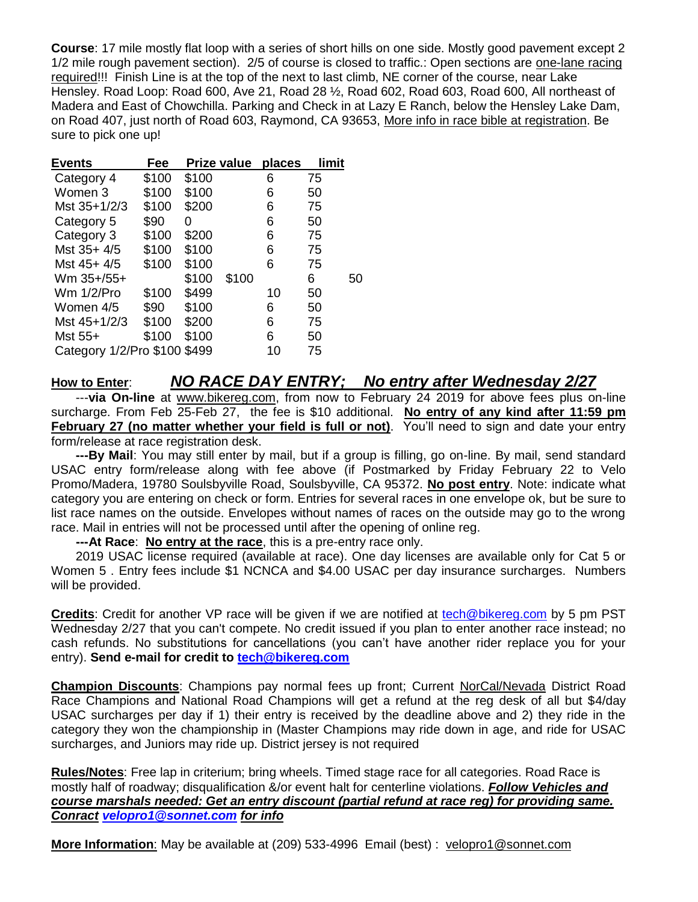**Course**: 17 mile mostly flat loop with a series of short hills on one side. Mostly good pavement except 2 1/2 mile rough pavement section). 2/5 of course is closed to traffic.: Open sections are one-lane racing required!!! Finish Line is at the top of the next to last climb, NE corner of the course, near Lake Hensley. Road Loop: Road 600, Ave 21, Road 28 ½, Road 602, Road 603, Road 600, All northeast of Madera and East of Chowchilla. Parking and Check in at Lazy E Ranch, below the Hensley Lake Dam, on Road 407, just north of Road 603, Raymond, CA 93653, More info in race bible at registration. Be sure to pick one up!

| Events | Fee | Prize value | places | limit | |
|---|---|---|---|---|---|
| Category 4 | $100 | $100 | 6 | 75 | |
| Women 3 | $100 | $100 | 6 | 50 | |
| Mst 35+1/2/3 | $100 | $200 | 6 | 75 | |
| Category 5 | $90 | 0 | 6 | 50 | |
| Category 3 | $100 | $200 | 6 | 75 | |
| Mst 35+ 4/5 | $100 | $100 | 6 | 75 | |
| Mst 45+ 4/5 | $100 | $100 | 6 | 75 | |
| Wm 35+/55+ | | $100 $100 | | 6 | 50 |
| Wm 1/2/Pro | $100 | $499 | 10 | 50 | |
| Women 4/5 | $90 | $100 | 6 | 50 | |
| Mst 45+1/2/3 | $100 | $200 | 6 | 75 | |
| Mst 55+ | $100 | $100 | 6 | 50 | |
| Category 1/2/Pro | $100 | $499 | 10 | 75 | |

**How to Enter**: ***NO RACE DAY ENTRY; No entry after Wednesday 2/27***

---**via On-line** at www.bikereg.com, from now to February 24 2019 for above fees plus on-line surcharge. From Feb 25-Feb 27, the fee is $10 additional. **No entry of any kind after 11:59 pm February 27 (no matter whether your field is full or not)**. You'll need to sign and date your entry form/release at race registration desk.

**---By Mail**: You may still enter by mail, but if a group is filling, go on-line. By mail, send standard USAC entry form/release along with fee above (if Postmarked by Friday February 22 to Velo Promo/Madera, 19780 Soulsbyville Road, Soulsbyville, CA 95372. **No post entry**. Note: indicate what category you are entering on check or form. Entries for several races in one envelope ok, but be sure to list race names on the outside. Envelopes without names of races on the outside may go to the wrong race. Mail in entries will not be processed until after the opening of online reg.

**---At Race**: **No entry at the race**, this is a pre-entry race only.

2019 USAC license required (available at race). One day licenses are available only for Cat 5 or Women 5 . Entry fees include $1 NCNCA and $4.00 USAC per day insurance surcharges. Numbers will be provided.

**Credits**: Credit for another VP race will be given if we are notified at tech@bikereg.com by 5 pm PST Wednesday 2/27 that you can't compete. No credit issued if you plan to enter another race instead; no cash refunds. No substitutions for cancellations (you can't have another rider replace you for your entry). **Send e-mail for credit to tech@bikereg.com**

**Champion Discounts**: Champions pay normal fees up front; Current NorCal/Nevada District Road Race Champions and National Road Champions will get a refund at the reg desk of all but $4/day USAC surcharges per day if 1) their entry is received by the deadline above and 2) they ride in the category they won the championship in (Master Champions may ride down in age, and ride for USAC surcharges, and Juniors may ride up. District jersey is not required

**Rules/Notes**: Free lap in criterium; bring wheels. Timed stage race for all categories. Road Race is mostly half of roadway; disqualification &/or event halt for centerline violations. ***Follow Vehicles and course marshals needed: Get an entry discount (partial refund at race reg) for providing same. Conract velopro1@sonnet.com for info***

**More Information**: May be available at (209) 533-4996 Email (best) : velopro1@sonnet.com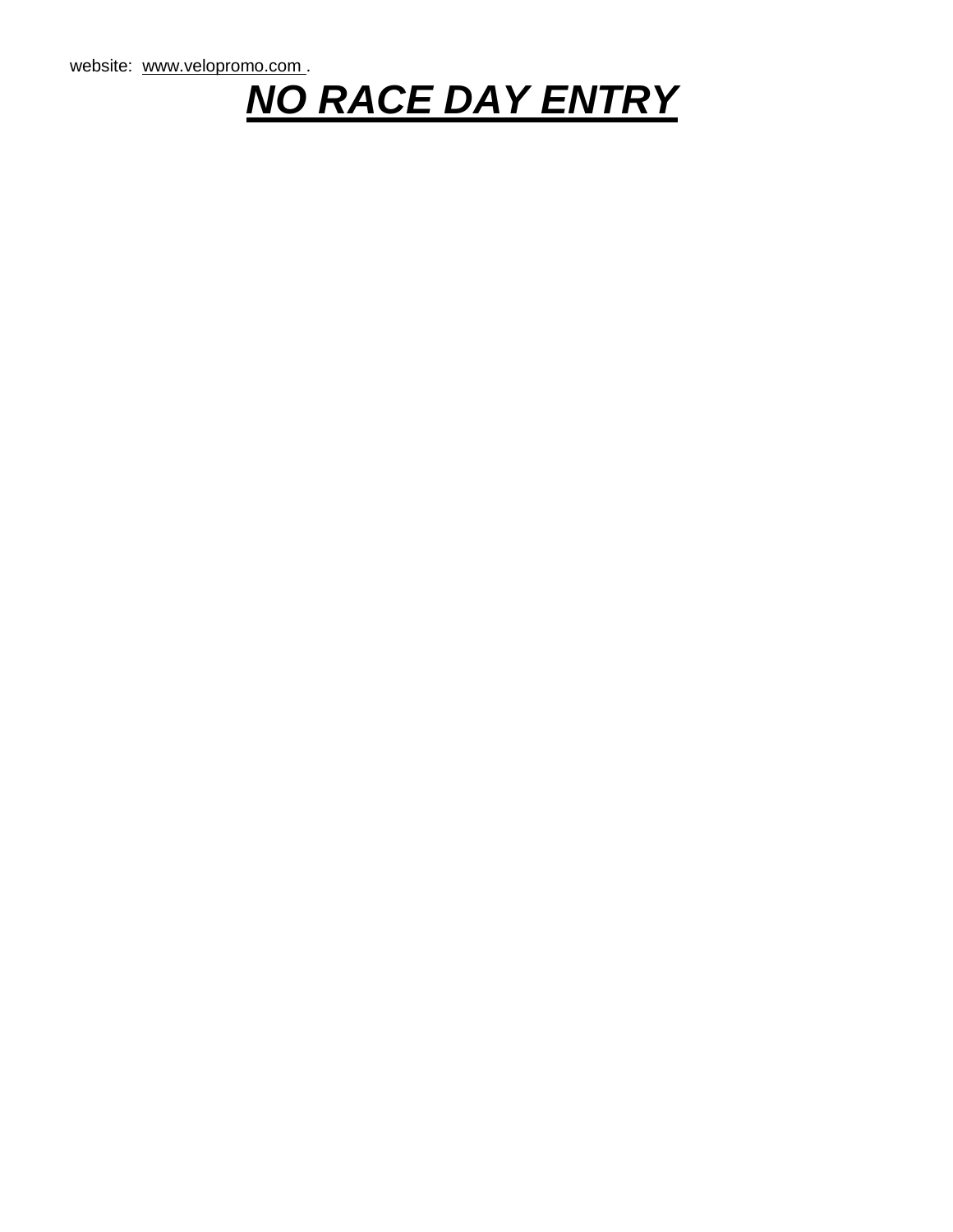website: www.velopromo.com .

# ***NO RACE DAY ENTRY***